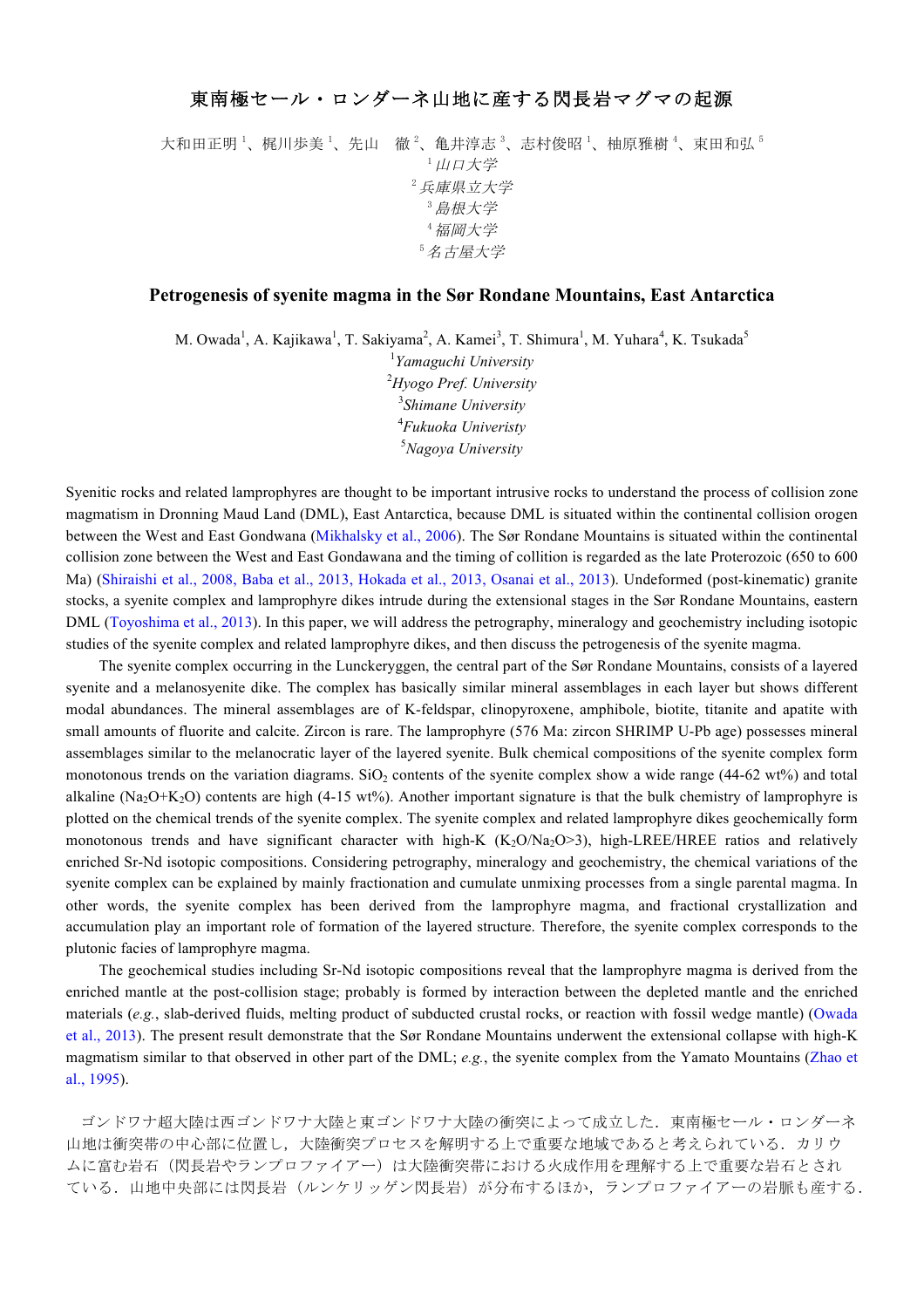# 東南極セール・ロンダーネ山地に産する閃長岩マグマの起源

大和田正明[1]、梶川歩美[1]、先山　徹[2]、亀井淳志[3]、志村俊昭[1]、柚原雅樹[4]、束田和弘[5]

[1] *山口大学*
[2] *兵庫県立大学*
[3] *島根大学*
[4] *福岡大学*
[5] *名古屋大学*

## Petrogenesis of syenite magma in the Sør Rondane Mountains, East Antarctica

M. Owada[1], A. Kajikawa[1], T. Sakiyama[2], A. Kamei[3], T. Shimura[1], M. Yuhara[4], K. Tsukada[5]

[1] *Yamaguchi University*
[2] *Hyogo Pref. University*
[3] *Shimane University*
[4] *Fukuoka Univeristy*
[5] *Nagoya University*

Syenitic rocks and related lamprophyres are thought to be important intrusive rocks to understand the process of collision zone magmatism in Dronning Maud Land (DML), East Antarctica, because DML is situated within the continental collision orogen between the West and East Gondwana (Mikhalsky et al., 2006). The Sør Rondane Mountains is situated within the continental collision zone between the West and East Gondawana and the timing of collition is regarded as the late Proterozoic (650 to 600 Ma) (Shiraishi et al., 2008, Baba et al., 2013, Hokada et al., 2013, Osanai et al., 2013). Undeformed (post-kinematic) granite stocks, a syenite complex and lamprophyre dikes intrude during the extensional stages in the Sør Rondane Mountains, eastern DML (Toyoshima et al., 2013). In this paper, we will address the petrography, mineralogy and geochemistry including isotopic studies of the syenite complex and related lamprophyre dikes, and then discuss the petrogenesis of the syenite magma.

The syenite complex occurring in the Lunckeryggen, the central part of the Sør Rondane Mountains, consists of a layered syenite and a melanosyenite dike. The complex has basically similar mineral assemblages in each layer but shows different modal abundances. The mineral assemblages are of K-feldspar, clinopyroxene, amphibole, biotite, titanite and apatite with small amounts of fluorite and calcite. Zircon is rare. The lamprophyre (576 Ma: zircon SHRIMP U-Pb age) possesses mineral assemblages similar to the melanocratic layer of the layered syenite. Bulk chemical compositions of the syenite complex form monotonous trends on the variation diagrams. $SiO_2$ contents of the syenite complex show a wide range (44-62 wt%) and total alkaline ($Na_2O$+$K_2O$) contents are high (4-15 wt%). Another important signature is that the bulk chemistry of lamprophyre is plotted on the chemical trends of the syenite complex. The syenite complex and related lamprophyre dikes geochemically form monotonous trends and have significant character with high-K ($K_2O/Na_2O>3$), high-LREE/HREE ratios and relatively enriched Sr-Nd isotopic compositions. Considering petrography, mineralogy and geochemistry, the chemical variations of the syenite complex can be explained by mainly fractionation and cumulate unmixing processes from a single parental magma. In other words, the syenite complex has been derived from the lamprophyre magma, and fractional crystallization and accumulation play an important role of formation of the layered structure. Therefore, the syenite complex corresponds to the plutonic facies of lamprophyre magma.

The geochemical studies including Sr-Nd isotopic compositions reveal that the lamprophyre magma is derived from the enriched mantle at the post-collision stage; probably is formed by interaction between the depleted mantle and the enriched materials (*e.g.*, slab-derived fluids, melting product of subducted crustal rocks, or reaction with fossil wedge mantle) (Owada et al., 2013). The present result demonstrate that the Sør Rondane Mountains underwent the extensional collapse with high-K magmatism similar to that observed in other part of the DML; *e.g.*, the syenite complex from the Yamato Mountains (Zhao et al., 1995).

ゴンドワナ超大陸は西ゴンドワナ大陸と東ゴンドワナ大陸の衝突によって成立した．東南極セール・ロンダーネ山地は衝突帯の中心部に位置し，大陸衝突プロセスを解明する上で重要な地域であると考えられている．カリウムに富む岩石（閃長岩やランプロファイアー）は大陸衝突帯における火成作用を理解する上で重要な岩石とされている．山地中央部には閃長岩（ルンケリッゲン閃長岩）が分布するほか，ランプロファイアーの岩脈も産する．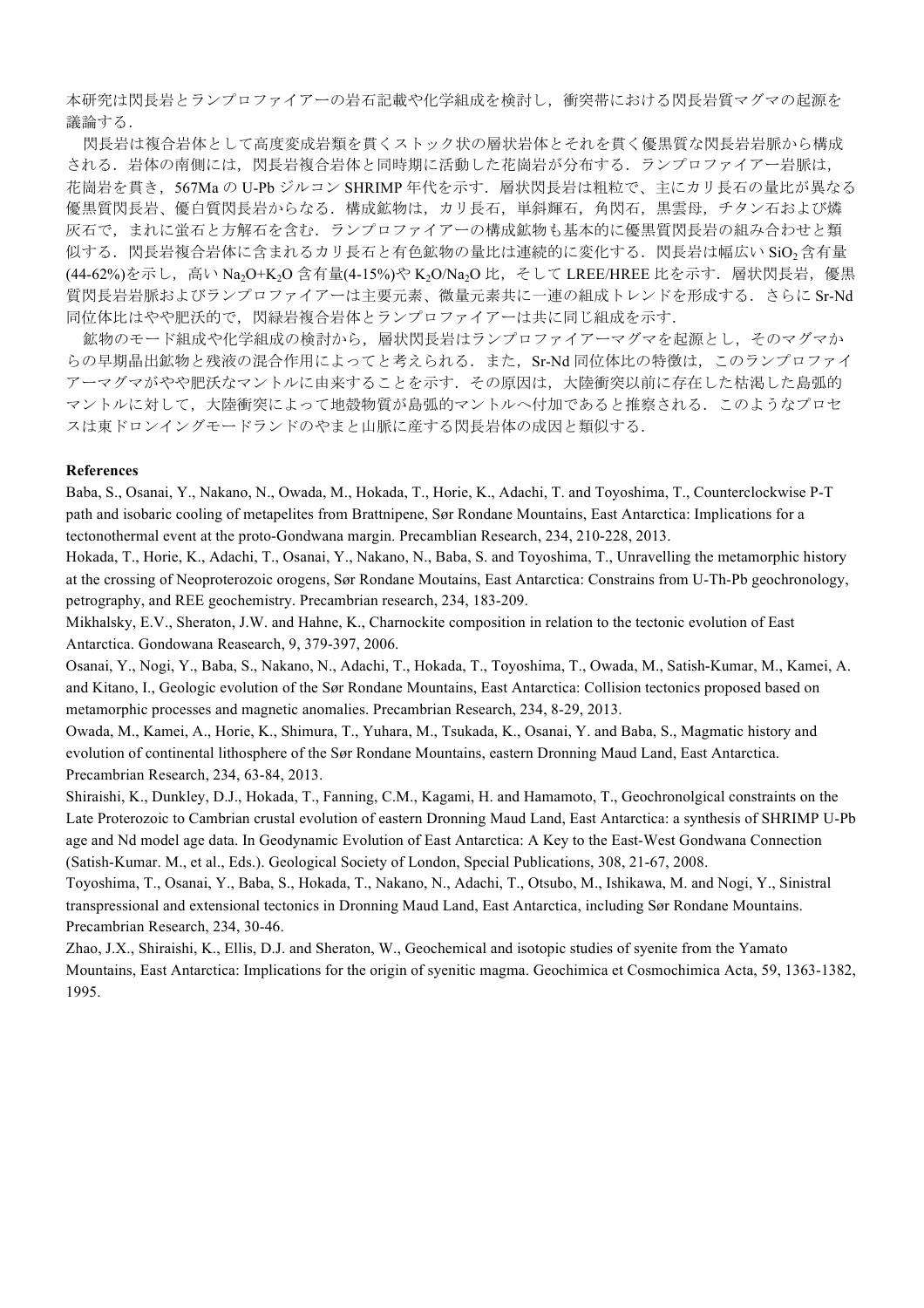本研究は閃長岩とランプロファイアーの岩石記載や化学組成を検討し，衝突帯における閃長岩質マグマの起源を議論する．

閃長岩は複合岩体として高度変成岩類を貫くストック状の層状岩体とそれを貫く優黒質な閃長岩岩脈から構成される．岩体の南側には，閃長岩複合岩体と同時期に活動した花崗岩が分布する．ランプロファイアー岩脈は，花崗岩を貫き，567Ma の U-Pb ジルコン SHRIMP 年代を示す．層状閃長岩は粗粒で、主にカリ長石の量比が異なる優黒質閃長岩、優白質閃長岩からなる．構成鉱物は，カリ長石，単斜輝石，角閃石，黒雲母，チタン石および燐灰石で，まれに蛍石と方解石を含む．ランプロファイアーの構成鉱物も基本的に優黒質閃長岩の組み合わせと類似する．閃長岩複合岩体に含まれるカリ長石と有色鉱物の量比は連続的に変化する．閃長岩は幅広い $SiO_2$ 含有量(44-62%)を示し，高い $Na_2O+K_2O$ 含有量(4-15%)や $K_2O/Na_2O$ 比，そして LREE/HREE 比を示す．層状閃長岩，優黒質閃長岩岩脈およびランプロファイアーは主要元素、微量元素共に一連の組成トレンドを形成する．さらに Sr-Nd 同位体比はやや肥沃的で，閃緑岩複合岩体とランプロファイアーは共に同じ組成を示す．

鉱物のモード組成や化学組成の検討から，層状閃長岩はランプロファイアーマグマを起源とし，そのマグマからの早期晶出鉱物と残液の混合作用によってと考えられる．また，Sr-Nd 同位体比の特徴は，このランプロファイアーマグマがやや肥沃なマントルに由来することを示す．その原因は，大陸衝突以前に存在した枯渇した島弧的マントルに対して，大陸衝突によって地殻物質が島弧的マントルへ付加であると推察される．このようなプロセスは東ドロンイングモードランドのやまと山脈に産する閃長岩体の成因と類似する．

**References**

Baba, S., Osanai, Y., Nakano, N., Owada, M., Hokada, T., Horie, K., Adachi, T. and Toyoshima, T., Counterclockwise P-T path and isobaric cooling of metapelites from Brattnipene, Sør Rondane Mountains, East Antarctica: Implications for a tectonothermal event at the proto-Gondwana margin. Precamblian Research, 234, 210-228, 2013.

Hokada, T., Horie, K., Adachi, T., Osanai, Y., Nakano, N., Baba, S. and Toyoshima, T., Unravelling the metamorphic history at the crossing of Neoproterozoic orogens, Sør Rondane Moutains, East Antarctica: Constrains from U-Th-Pb geochronology, petrography, and REE geochemistry. Precambrian research, 234, 183-209.

Mikhalsky, E.V., Sheraton, J.W. and Hahne, K., Charnockite composition in relation to the tectonic evolution of East Antarctica. Gondowana Reasearch, 9, 379-397, 2006.

Osanai, Y., Nogi, Y., Baba, S., Nakano, N., Adachi, T., Hokada, T., Toyoshima, T., Owada, M., Satish-Kumar, M., Kamei, A. and Kitano, I., Geologic evolution of the Sør Rondane Mountains, East Antarctica: Collision tectonics proposed based on metamorphic processes and magnetic anomalies. Precambrian Research, 234, 8-29, 2013.

Owada, M., Kamei, A., Horie, K., Shimura, T., Yuhara, M., Tsukada, K., Osanai, Y. and Baba, S., Magmatic history and evolution of continental lithosphere of the Sør Rondane Mountains, eastern Dronning Maud Land, East Antarctica. Precambrian Research, 234, 63-84, 2013.

Shiraishi, K., Dunkley, D.J., Hokada, T., Fanning, C.M., Kagami, H. and Hamamoto, T., Geochronolgical constraints on the Late Proterozoic to Cambrian crustal evolution of eastern Dronning Maud Land, East Antarctica: a synthesis of SHRIMP U-Pb age and Nd model age data. In Geodynamic Evolution of East Antarctica: A Key to the East-West Gondwana Connection (Satish-Kumar. M., et al., Eds.). Geological Society of London, Special Publications, 308, 21-67, 2008.

Toyoshima, T., Osanai, Y., Baba, S., Hokada, T., Nakano, N., Adachi, T., Otsubo, M., Ishikawa, M. and Nogi, Y., Sinistral transpressional and extensional tectonics in Dronning Maud Land, East Antarctica, including Sør Rondane Mountains. Precambrian Research, 234, 30-46.

Zhao, J.X., Shiraishi, K., Ellis, D.J. and Sheraton, W., Geochemical and isotopic studies of syenite from the Yamato Mountains, East Antarctica: Implications for the origin of syenitic magma. Geochimica et Cosmochimica Acta, 59, 1363-1382, 1995.